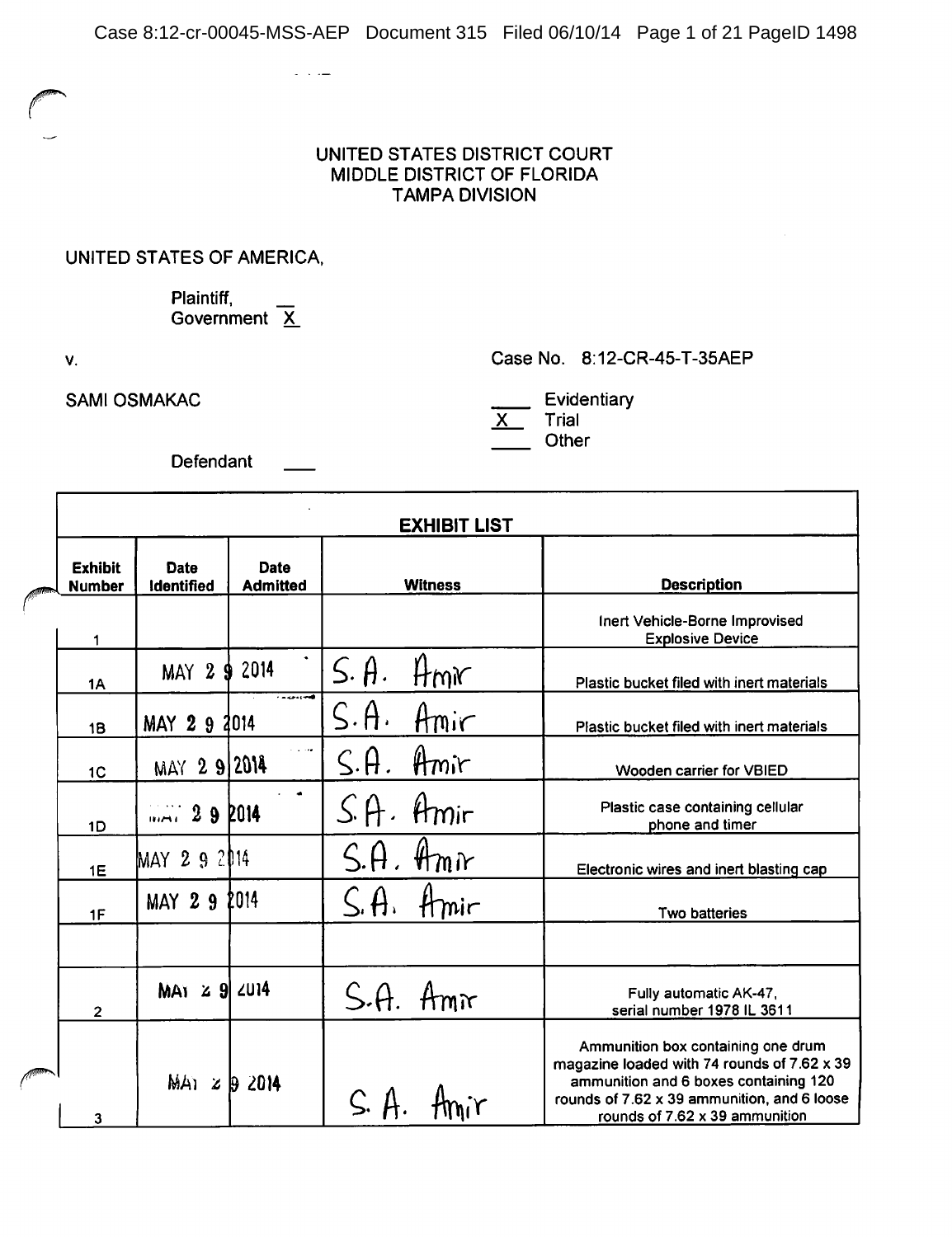UNITED STATES DISTRICT COURT
MIDDLE DISTRICT OF FLORIDA
TAMPA DIVISION

UNITED STATES OF AMERICA,

Plaintiff, __
Government X

v.

Case No. 8:12-CR-45-T-35AEP

SAMI OSMAKAC

Defendant ___

___ Evidentiary
X Trial
___ Other

**EXHIBIT LIST**

| Exhibit Number | Date Identified | Date Admitted | Witness | Description |
|---|---|---|---|---|
| 1 | | | | Inert Vehicle-Borne Improvised Explosive Device |
| 1A | MAY 29 2014 | | S.A. Amir | Plastic bucket filed with inert materials |
| 1B | MAY 29 2014 | | S.A. Amir | Plastic bucket filed with inert materials |
| 1C | MAY 29 2014 | | S.A. Amir | Wooden carrier for VBIED |
| 1D | MAY 29 2014 | | S.A. Amir | Plastic case containing cellular phone and timer |
| 1E | MAY 29 2014 | | S.A. Amir | Electronic wires and inert blasting cap |
| 1F | MAY 29 2014 | | S.A. Amir | Two batteries |
| | | | | |
| 2 | MAY 29 2014 | | S.A. Amir | Fully automatic AK-47, serial number 1978 IL 3611 |
| 3 | MAY 29 2014 | | S.A. Amir | Ammunition box containing one drum magazine loaded with 74 rounds of 7.62 x 39 ammunition and 6 boxes containing 120 rounds of 7.62 x 39 ammunition, and 6 loose rounds of 7.62 x 39 ammunition |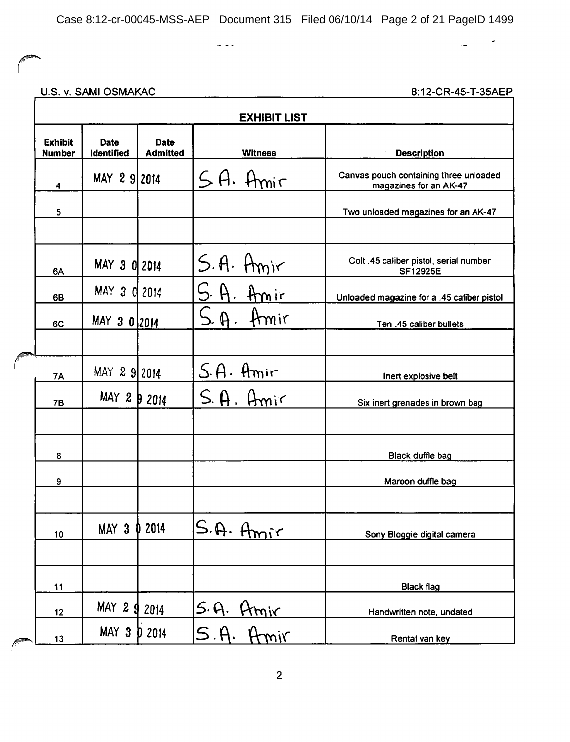U.S. v. SAMI OSMAKAC | 8:12-CR-45-T-35AEP

**EXHIBIT LIST**

| Exhibit Number | Date Identified | Date Admitted | Witness | Description |
|---|---|---|---|---|
| 4 | MAY 29 2014 | | S.A. Amir | Canvas pouch containing three unloaded magazines for an AK-47 |
| 5 | | | | Two unloaded magazines for an AK-47 |
| | | | | |
| 6A | MAY 30 2014 | | S.A. Amir | Colt .45 caliber pistol, serial number SF12925E |
| 6B | MAY 30 2014 | | S.A. Amir | Unloaded magazine for a .45 caliber pistol |
| 6C | MAY 30 2014 | | S.A. Amir | Ten .45 caliber bullets |
| | | | | |
| 7A | MAY 29 2014 | | S.A. Amir | Inert explosive belt |
| 7B | MAY 29 2014 | | S.A. Amir | Six inert grenades in brown bag |
| | | | | |
| 8 | | | | Black duffle bag |
| 9 | | | | Maroon duffle bag |
| | | | | |
| 10 | MAY 30 2014 | | S.A. Amir | Sony Bloggie digital camera |
| | | | | |
| 11 | | | | Black flag |
| 12 | MAY 29 2014 | | S.A. Amir | Handwritten note, undated |
| 13 | MAY 30 2014 | | S.A. Amir | Rental van key |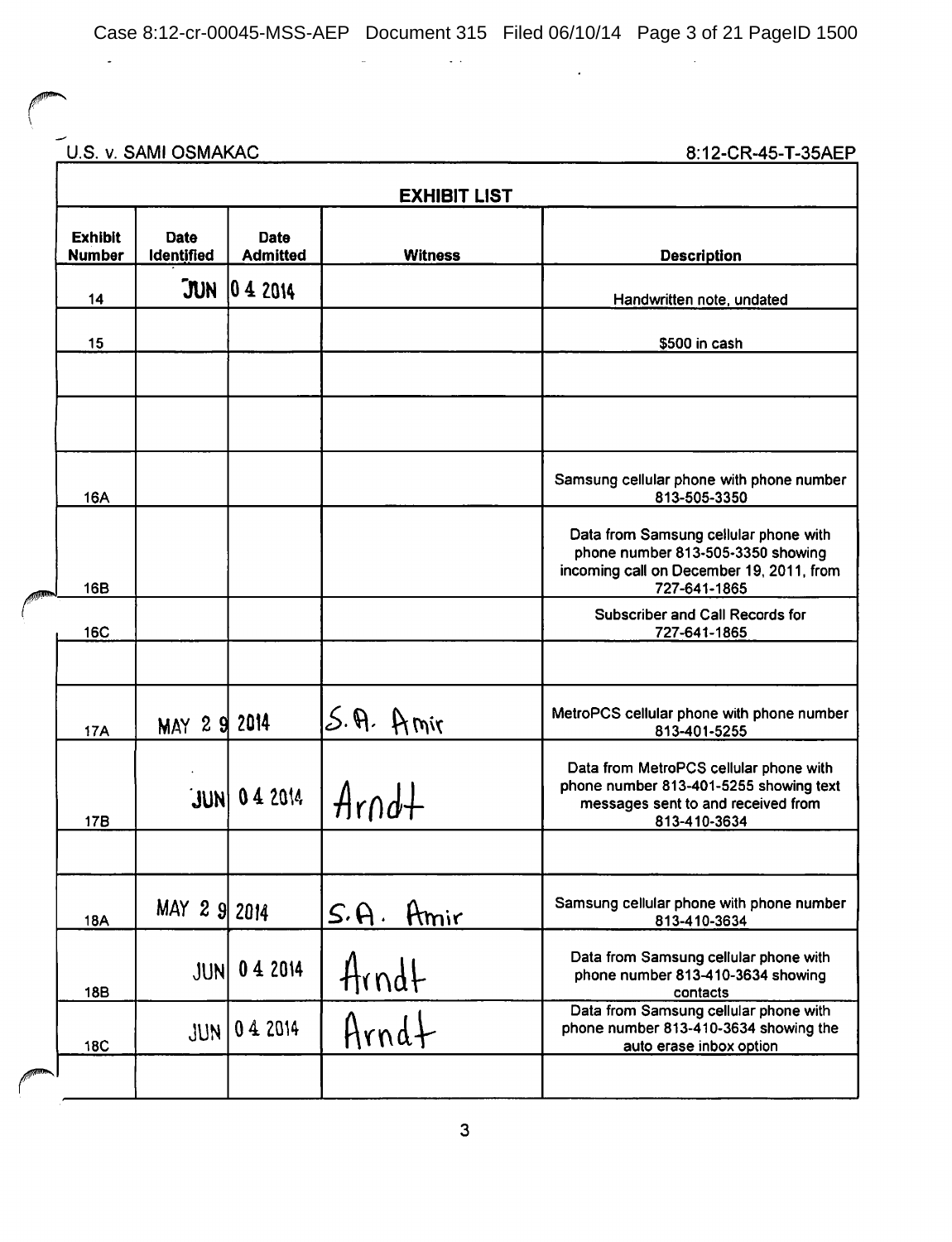U.S. v. SAMI OSMAKAC | 8:12-CR-45-T-35AEP

| EXHIBIT LIST | | | | |
|---|---|---|---|---|
| **Exhibit Number** | **Date Identified** | **Date Admitted** | **Witness** | **Description** |
| 14 | JUN | 04 2014 | | Handwritten note, undated |
| 15 | | | | $500 in cash |
| | | | | |
| | | | | |
| 16A | | | | Samsung cellular phone with phone number 813-505-3350 |
| 16B | | | | Data from Samsung cellular phone with phone number 813-505-3350 showing incoming call on December 19, 2011, from 727-641-1865 |
| 16C | | | | Subscriber and Call Records for 727-641-1865 |
| | | | | |
| 17A | MAY 29 | 2014 | S.A. Amir | MetroPCS cellular phone with phone number 813-401-5255 |
| 17B | JUN | 04 2014 | Arndt | Data from MetroPCS cellular phone with phone number 813-401-5255 showing text messages sent to and received from 813-410-3634 |
| | | | | |
| 18A | MAY 29 | 2014 | S.A. Amir | Samsung cellular phone with phone number 813-410-3634 |
| 18B | JUN | 04 2014 | Arndt | Data from Samsung cellular phone with phone number 813-410-3634 showing contacts |
| 18C | JUN | 04 2014 | Arndt | Data from Samsung cellular phone with phone number 813-410-3634 showing the auto erase inbox option |
| | | | | |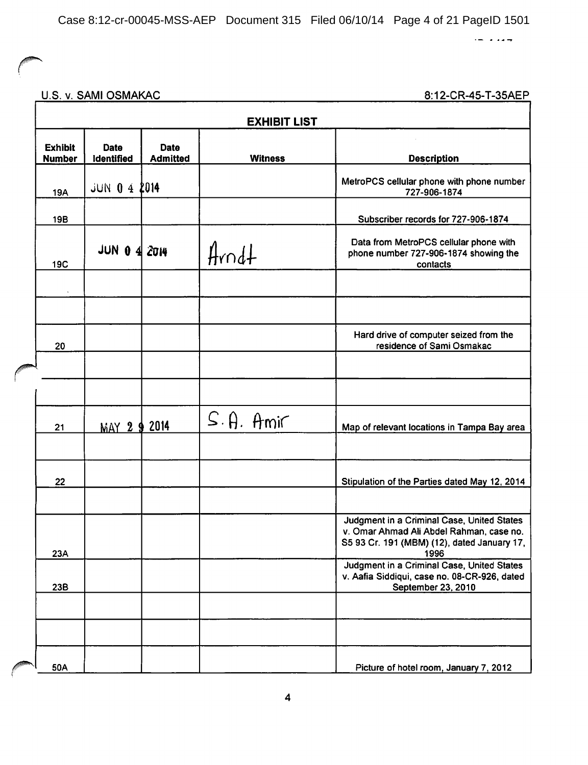U.S. v. SAMI OSMAKAC | 8:12-CR-45-T-35AEP

| EXHIBIT LIST | | | | |
|---|---|---|---|---|
| **Exhibit Number** | **Date Identified** | **Date Admitted** | **Witness** | **Description** |
| 19A | JUN 0 4 2014 | | | MetroPCS cellular phone with phone number 727-906-1874 |
| 19B | | | | Subscriber records for 727-906-1874 |
| 19C | JUN 0 4 2014 | | Arndt | Data from MetroPCS cellular phone with phone number 727-906-1874 showing the contacts |
| | | | | |
| | | | | |
| 20 | | | | Hard drive of computer seized from the residence of Sami Osmakac |
| | | | | |
| | | | | |
| 21 | MAY 2 9 2014 | | S. A. Amir | Map of relevant locations in Tampa Bay area |
| | | | | |
| 22 | | | | Stipulation of the Parties dated May 12, 2014 |
| | | | | |
| 23A | | | | Judgment in a Criminal Case, United States v. Omar Ahmad Ali Abdel Rahman, case no. S5 93 Cr. 191 (MBM) (12), dated January 17, 1996 |
| 23B | | | | Judgment in a Criminal Case, United States v. Aafia Siddiqui, case no. 08-CR-926, dated September 23, 2010 |
| | | | | |
| | | | | |
| 50A | | | | Picture of hotel room, January 7, 2012 |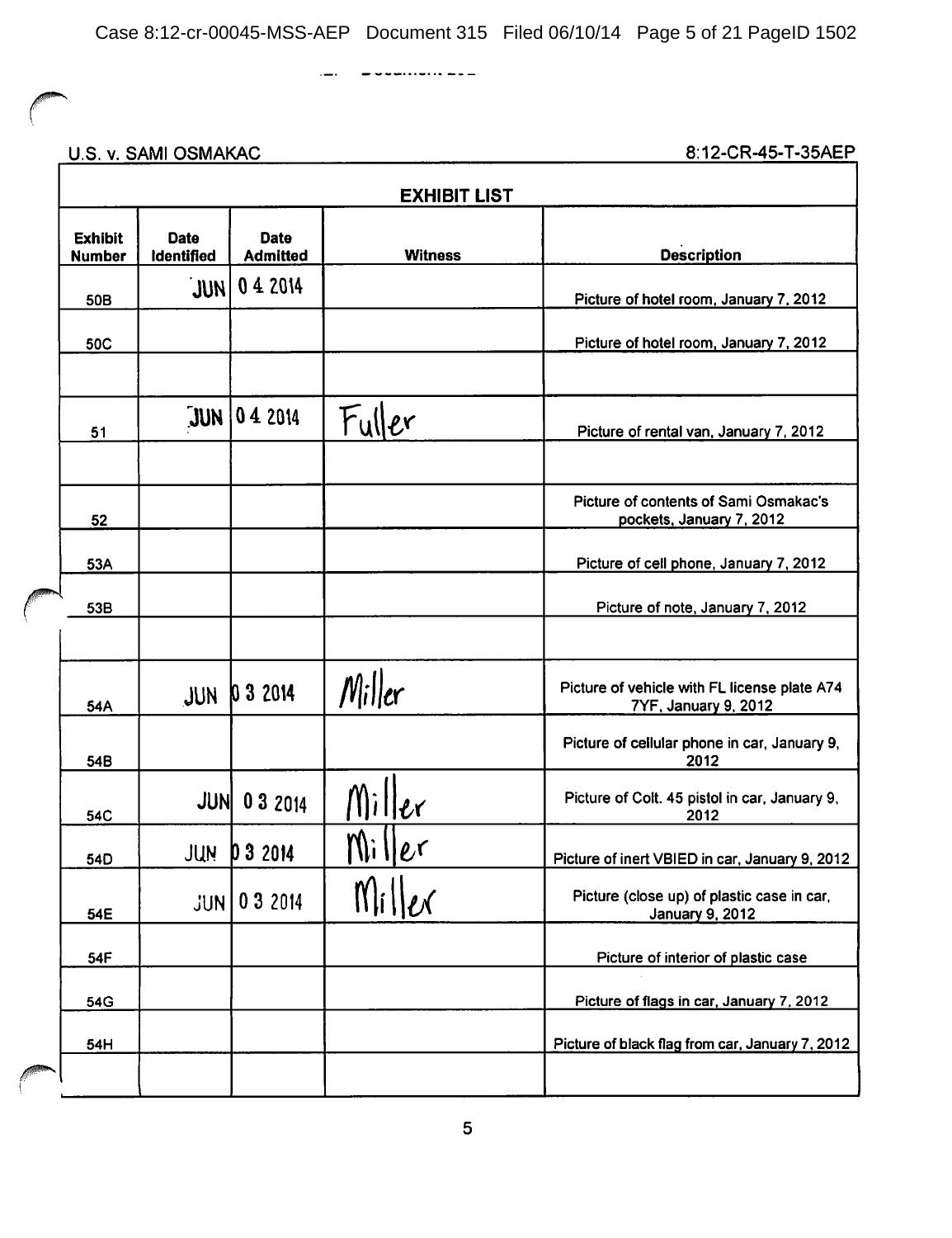U.S. v. SAMI OSMAKAC 8:12-CR-45-T-35AEP

| EXHIBIT LIST | | | | |
|---|---|---|---|---|
| **Exhibit Number** | **Date Identified** | **Date Admitted** | **Witness** | **Description** |
| 50B | JUN | 04 2014 | | Picture of hotel room, January 7, 2012 |
| 50C | | | | Picture of hotel room, January 7, 2012 |
| | | | | |
| 51 | JUN | 04 2014 | Fuller | Picture of rental van, January 7, 2012 |
| | | | | |
| 52 | | | | Picture of contents of Sami Osmakac's pockets, January 7, 2012 |
| 53A | | | | Picture of cell phone, January 7, 2012 |
| 53B | | | | Picture of note, January 7, 2012 |
| | | | | |
| 54A | JUN | 03 2014 | Miller | Picture of vehicle with FL license plate A74 7YF, January 9, 2012 |
| 54B | | | | Picture of cellular phone in car, January 9, 2012 |
| 54C | JUN | 03 2014 | Miller | Picture of Colt. 45 pistol in car, January 9, 2012 |
| 54D | JUN | 03 2014 | Miller | Picture of inert VBIED in car, January 9, 2012 |
| 54E | JUN | 03 2014 | Miller | Picture (close up) of plastic case in car, January 9, 2012 |
| 54F | | | | Picture of interior of plastic case |
| 54G | | | | Picture of flags in car, January 7, 2012 |
| 54H | | | | Picture of black flag from car, January 7, 2012 |
| | | | | |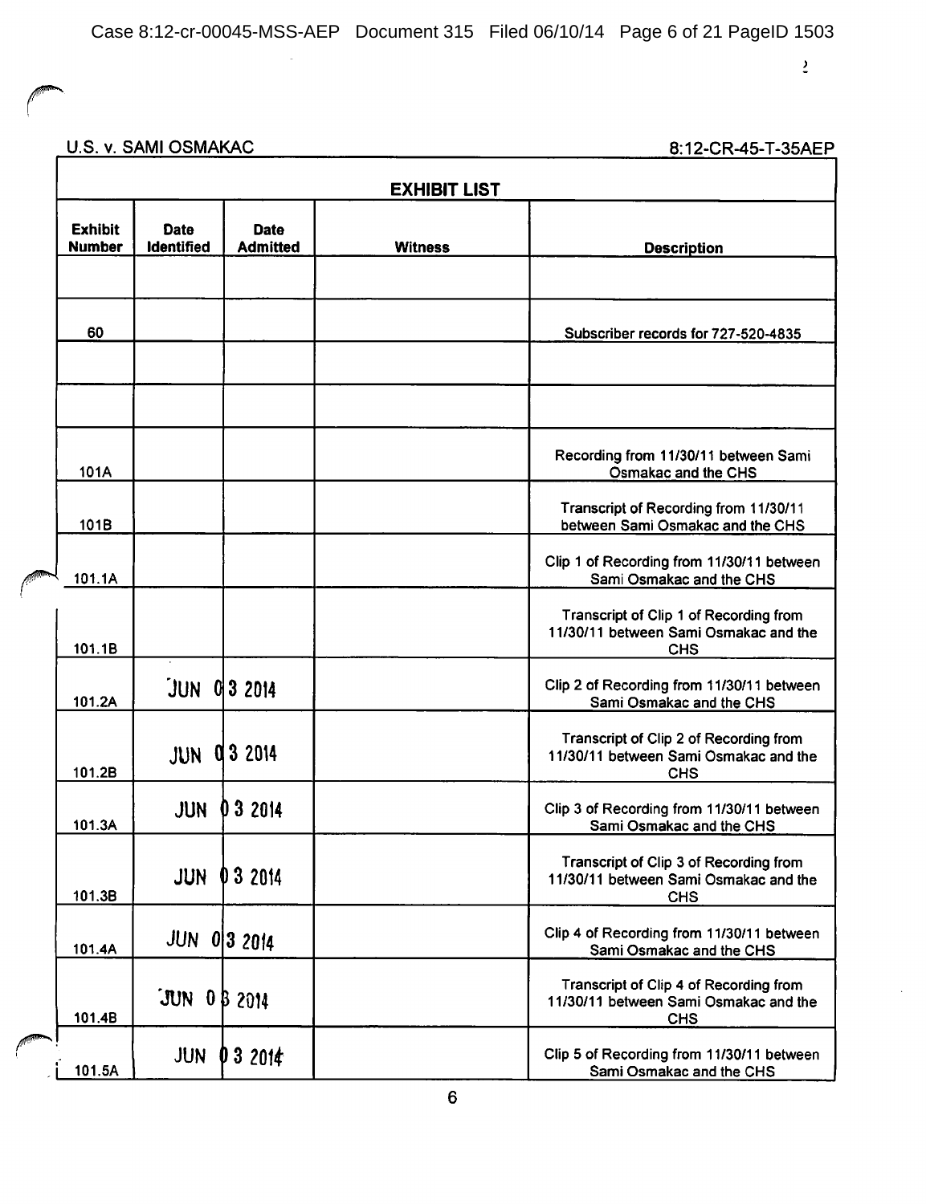U.S. v. SAMI OSMAKAC | 8:12-CR-45-T-35AEP

**EXHIBIT LIST**

| Exhibit Number | Date Identified | Date Admitted | Witness | Description |
|---|---|---|---|---|
| | | | | |
| 60 | | | | Subscriber records for 727-520-4835 |
| | | | | |
| | | | | |
| 101A | | | | Recording from 11/30/11 between Sami Osmakac and the CHS |
| 101B | | | | Transcript of Recording from 11/30/11 between Sami Osmakac and the CHS |
| 101.1A | | | | Clip 1 of Recording from 11/30/11 between Sami Osmakac and the CHS |
| 101.1B | | | | Transcript of Clip 1 of Recording from 11/30/11 between Sami Osmakac and the CHS |
| 101.2A | JUN 03 2014 | | | Clip 2 of Recording from 11/30/11 between Sami Osmakac and the CHS |
| 101.2B | JUN 03 2014 | | | Transcript of Clip 2 of Recording from 11/30/11 between Sami Osmakac and the CHS |
| 101.3A | JUN 03 2014 | | | Clip 3 of Recording from 11/30/11 between Sami Osmakac and the CHS |
| 101.3B | JUN 03 2014 | | | Transcript of Clip 3 of Recording from 11/30/11 between Sami Osmakac and the CHS |
| 101.4A | JUN 03 2014 | | | Clip 4 of Recording from 11/30/11 between Sami Osmakac and the CHS |
| 101.4B | JUN 03 2014 | | | Transcript of Clip 4 of Recording from 11/30/11 between Sami Osmakac and the CHS |
| 101.5A | JUN 03 2014 | | | Clip 5 of Recording from 11/30/11 between Sami Osmakac and the CHS |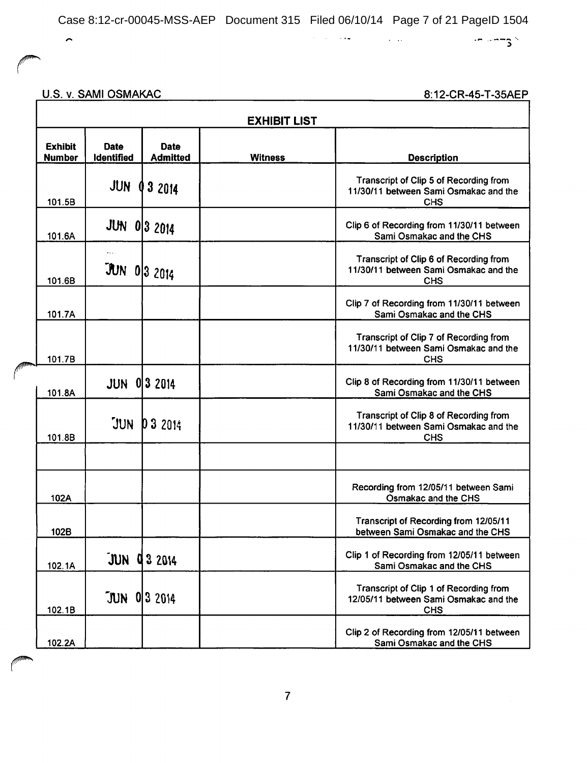U.S. v. SAMI OSMAKAC 8:12-CR-45-T-35AEP

| EXHIBIT LIST | | | | |
|---|---|---|---|---|
| **Exhibit Number** | **Date Identified** | **Date Admitted** | **Witness** | **Description** |
| 101.5B | JUN 03 2014 | | | Transcript of Clip 5 of Recording from 11/30/11 between Sami Osmakac and the CHS |
| 101.6A | JUN 03 2014 | | | Clip 6 of Recording from 11/30/11 between Sami Osmakac and the CHS |
| 101.6B | JUN 03 2014 | | | Transcript of Clip 6 of Recording from 11/30/11 between Sami Osmakac and the CHS |
| 101.7A | | | | Clip 7 of Recording from 11/30/11 between Sami Osmakac and the CHS |
| 101.7B | | | | Transcript of Clip 7 of Recording from 11/30/11 between Sami Osmakac and the CHS |
| 101.8A | JUN 03 2014 | | | Clip 8 of Recording from 11/30/11 between Sami Osmakac and the CHS |
| 101.8B | JUN 03 2014 | | | Transcript of Clip 8 of Recording from 11/30/11 between Sami Osmakac and the CHS |
| | | | | |
| 102A | | | | Recording from 12/05/11 between Sami Osmakac and the CHS |
| 102B | | | | Transcript of Recording from 12/05/11 between Sami Osmakac and the CHS |
| 102.1A | JUN 03 2014 | | | Clip 1 of Recording from 12/05/11 between Sami Osmakac and the CHS |
| 102.1B | JUN 03 2014 | | | Transcript of Clip 1 of Recording from 12/05/11 between Sami Osmakac and the CHS |
| 102.2A | | | | Clip 2 of Recording from 12/05/11 between Sami Osmakac and the CHS |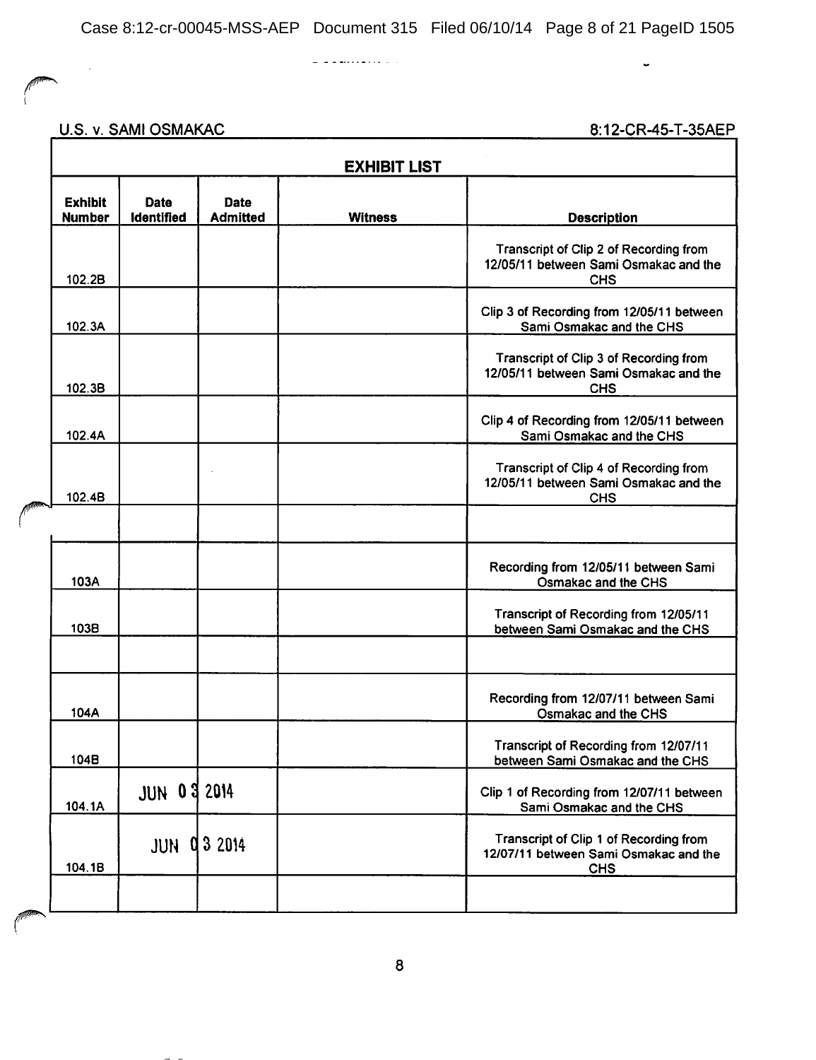U.S. v. SAMI OSMAKAC 8:12-CR-45-T-35AEP

| EXHIBIT LIST | | | | |
|---|---|---|---|---|
| **Exhibit Number** | **Date Identified** | **Date Admitted** | **Witness** | **Description** |
| 102.2B | | | | Transcript of Clip 2 of Recording from 12/05/11 between Sami Osmakac and the CHS |
| 102.3A | | | | Clip 3 of Recording from 12/05/11 between Sami Osmakac and the CHS |
| 102.3B | | | | Transcript of Clip 3 of Recording from 12/05/11 between Sami Osmakac and the CHS |
| 102.4A | | | | Clip 4 of Recording from 12/05/11 between Sami Osmakac and the CHS |
| 102.4B | | | | Transcript of Clip 4 of Recording from 12/05/11 between Sami Osmakac and the CHS |
| | | | | |
| 103A | | | | Recording from 12/05/11 between Sami Osmakac and the CHS |
| 103B | | | | Transcript of Recording from 12/05/11 between Sami Osmakac and the CHS |
| | | | | |
| 104A | | | | Recording from 12/07/11 between Sami Osmakac and the CHS |
| 104B | | | | Transcript of Recording from 12/07/11 between Sami Osmakac and the CHS |
| 104.1A | JUN 03 2014 | | | Clip 1 of Recording from 12/07/11 between Sami Osmakac and the CHS |
| 104.1B | JUN 03 2014 | | | Transcript of Clip 1 of Recording from 12/07/11 between Sami Osmakac and the CHS |
| | | | | |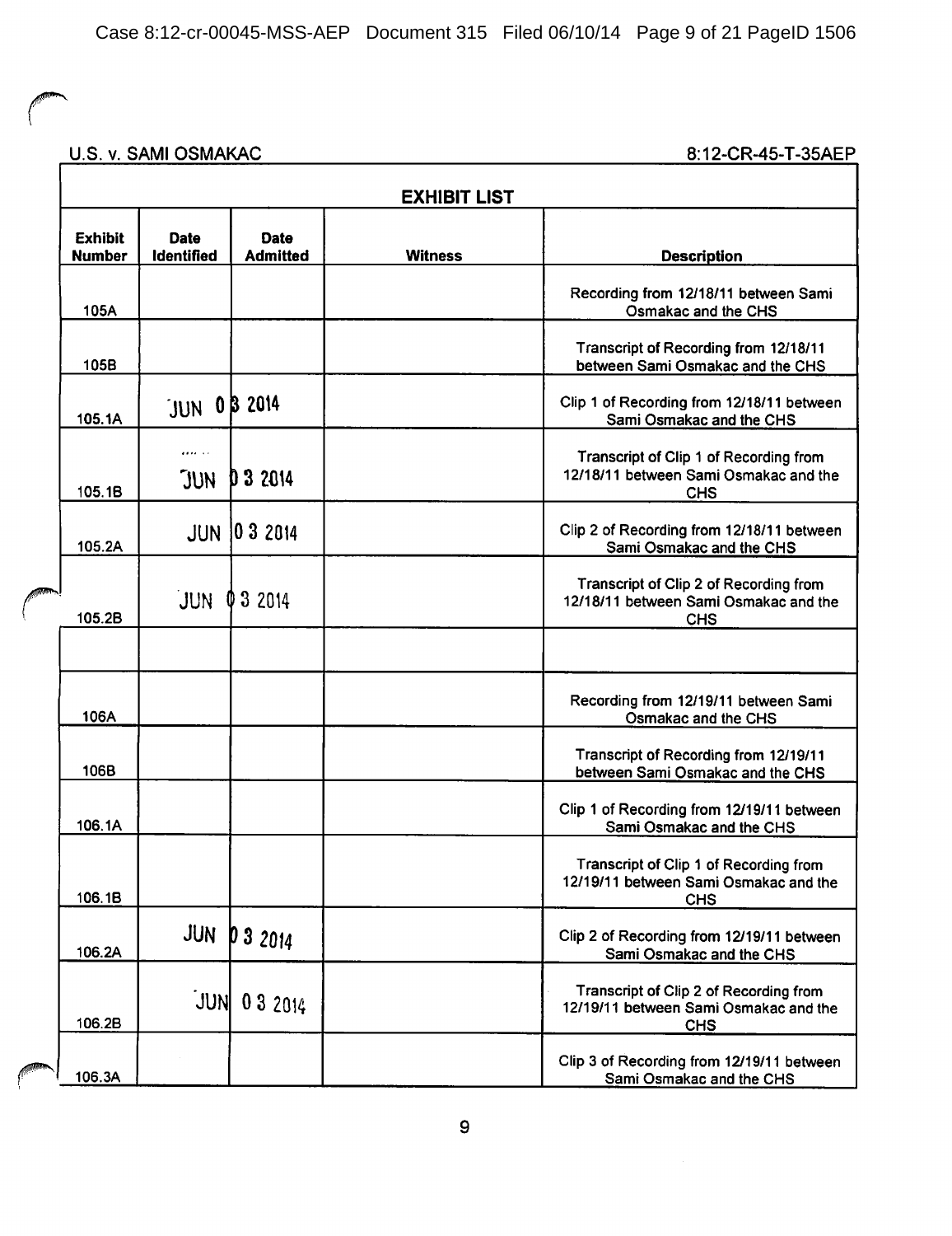U.S. v. SAMI OSMAKAC　　　　8:12-CR-45-T-35AEP

| EXHIBIT LIST | | | | |
|---|---|---|---|---|
| **Exhibit Number** | **Date Identified** | **Date Admitted** | **Witness** | **Description** |
| 105A | | | | Recording from 12/18/11 between Sami Osmakac and the CHS |
| 105B | | | | Transcript of Recording from 12/18/11 between Sami Osmakac and the CHS |
| 105.1A | JUN 03 2014 | | | Clip 1 of Recording from 12/18/11 between Sami Osmakac and the CHS |
| 105.1B | JUN 03 2014 | | | Transcript of Clip 1 of Recording from 12/18/11 between Sami Osmakac and the CHS |
| 105.2A | JUN 03 2014 | | | Clip 2 of Recording from 12/18/11 between Sami Osmakac and the CHS |
| 105.2B | JUN 03 2014 | | | Transcript of Clip 2 of Recording from 12/18/11 between Sami Osmakac and the CHS |
| | | | | |
| 106A | | | | Recording from 12/19/11 between Sami Osmakac and the CHS |
| 106B | | | | Transcript of Recording from 12/19/11 between Sami Osmakac and the CHS |
| 106.1A | | | | Clip 1 of Recording from 12/19/11 between Sami Osmakac and the CHS |
| 106.1B | | | | Transcript of Clip 1 of Recording from 12/19/11 between Sami Osmakac and the CHS |
| 106.2A | JUN 03 2014 | | | Clip 2 of Recording from 12/19/11 between Sami Osmakac and the CHS |
| 106.2B | JUN 03 2014 | | | Transcript of Clip 2 of Recording from 12/19/11 between Sami Osmakac and the CHS |
| 106.3A | | | | Clip 3 of Recording from 12/19/11 between Sami Osmakac and the CHS |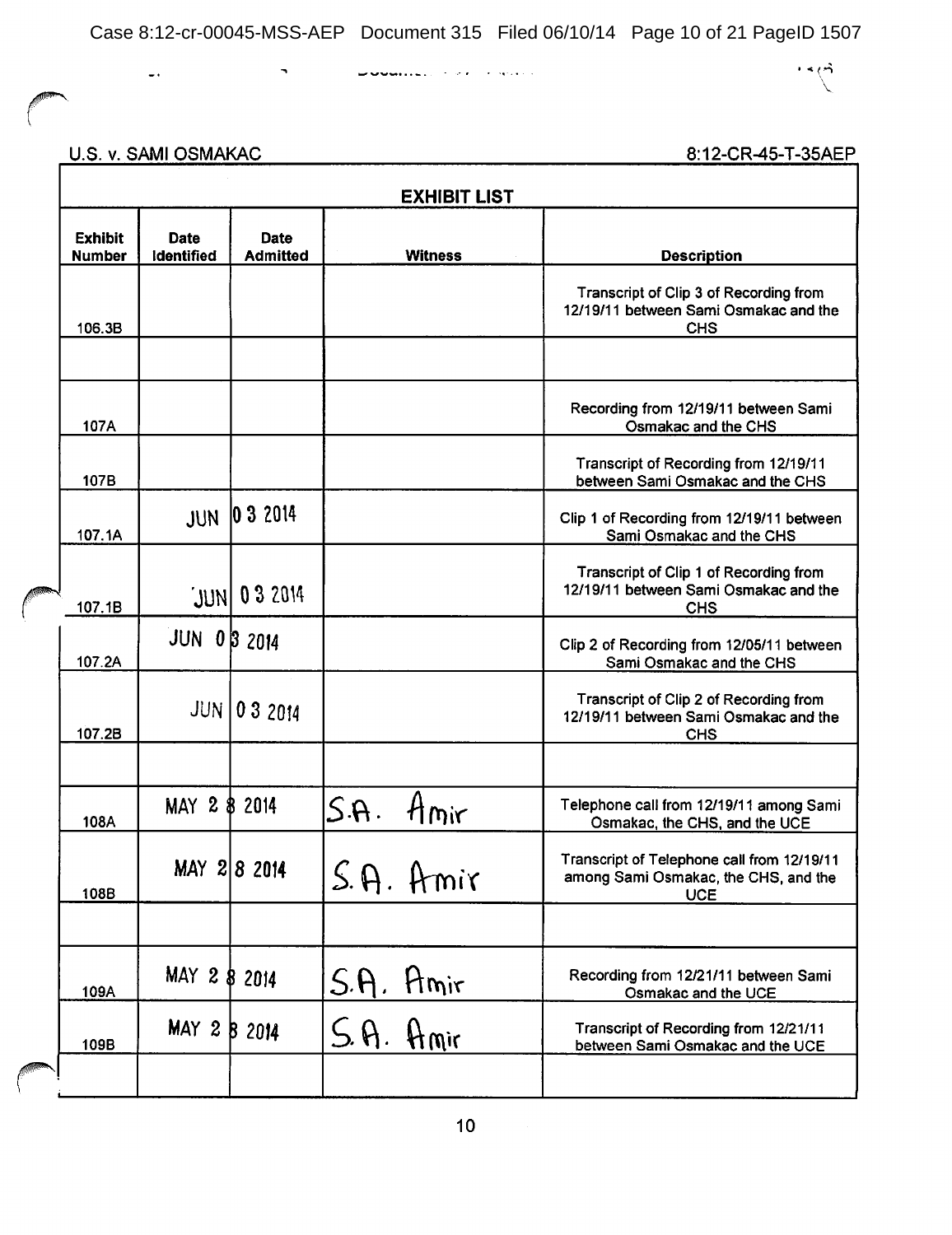U.S. v. SAMI OSMAKAC 8:12-CR-45-T-35AEP

| EXHIBIT LIST | | | | |
|---|---|---|---|---|
| **Exhibit Number** | **Date Identified** | **Date Admitted** | **Witness** | **Description** |
| 106.3B | | | | Transcript of Clip 3 of Recording from 12/19/11 between Sami Osmakac and the CHS |
| | | | | |
| 107A | | | | Recording from 12/19/11 between Sami Osmakac and the CHS |
| 107B | | | | Transcript of Recording from 12/19/11 between Sami Osmakac and the CHS |
| 107.1A | JUN 03 2014 | | | Clip 1 of Recording from 12/19/11 between Sami Osmakac and the CHS |
| 107.1B | JUN 03 2014 | | | Transcript of Clip 1 of Recording from 12/19/11 between Sami Osmakac and the CHS |
| 107.2A | JUN 03 2014 | | | Clip 2 of Recording from 12/05/11 between Sami Osmakac and the CHS |
| 107.2B | JUN 03 2014 | | | Transcript of Clip 2 of Recording from 12/19/11 between Sami Osmakac and the CHS |
| | | | | |
| 108A | MAY 28 2014 | | S.A. Amir | Telephone call from 12/19/11 among Sami Osmakac, the CHS, and the UCE |
| 108B | MAY 28 2014 | | S.A. Amir | Transcript of Telephone call from 12/19/11 among Sami Osmakac, the CHS, and the UCE |
| | | | | |
| 109A | MAY 28 2014 | | S.A. Amir | Recording from 12/21/11 between Sami Osmakac and the UCE |
| 109B | MAY 28 2014 | | S.A. Amir | Transcript of Recording from 12/21/11 between Sami Osmakac and the UCE |
| | | | | |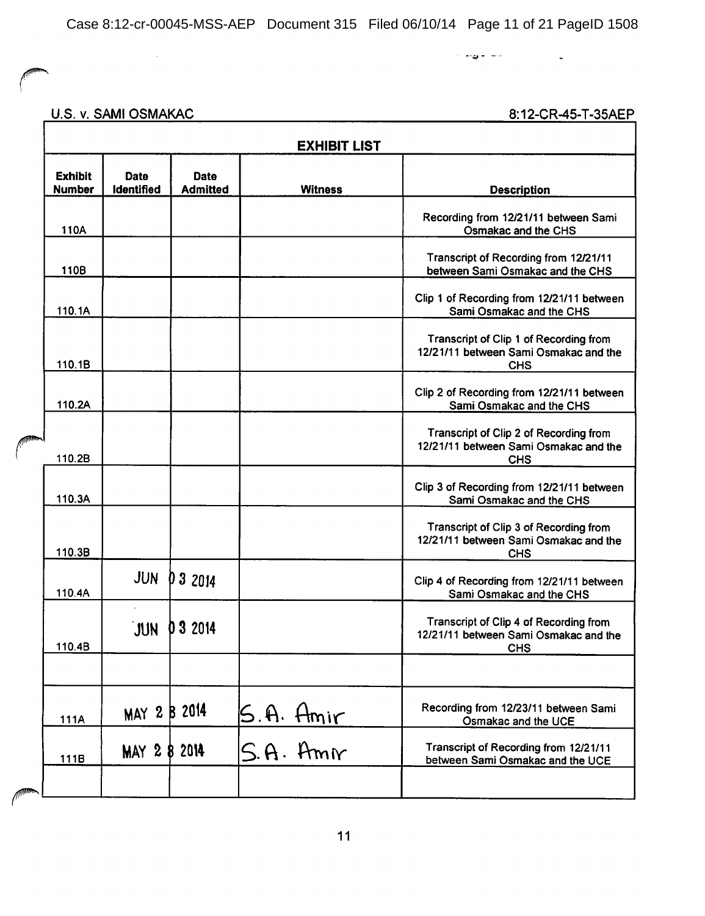U.S. v. SAMI OSMAKAC 8:12-CR-45-T-35AEP

| EXHIBIT LIST | | | | |
|---|---|---|---|---|
| **Exhibit Number** | **Date Identified** | **Date Admitted** | **Witness** | **Description** |
| 110A | | | | Recording from 12/21/11 between Sami Osmakac and the CHS |
| 110B | | | | Transcript of Recording from 12/21/11 between Sami Osmakac and the CHS |
| 110.1A | | | | Clip 1 of Recording from 12/21/11 between Sami Osmakac and the CHS |
| 110.1B | | | | Transcript of Clip 1 of Recording from 12/21/11 between Sami Osmakac and the CHS |
| 110.2A | | | | Clip 2 of Recording from 12/21/11 between Sami Osmakac and the CHS |
| 110.2B | | | | Transcript of Clip 2 of Recording from 12/21/11 between Sami Osmakac and the CHS |
| 110.3A | | | | Clip 3 of Recording from 12/21/11 between Sami Osmakac and the CHS |
| 110.3B | | | | Transcript of Clip 3 of Recording from 12/21/11 between Sami Osmakac and the CHS |
| 110.4A | JUN | 03 2014 | | Clip 4 of Recording from 12/21/11 between Sami Osmakac and the CHS |
| 110.4B | JUN | 03 2014 | | Transcript of Clip 4 of Recording from 12/21/11 between Sami Osmakac and the CHS |
| | | | | |
| 111A | MAY 2 | 8 2014 | S.A. Amir | Recording from 12/23/11 between Sami Osmakac and the UCE |
| 111B | MAY 2 | 8 2014 | S.A. Amir | Transcript of Recording from 12/21/11 between Sami Osmakac and the UCE |
| | | | | |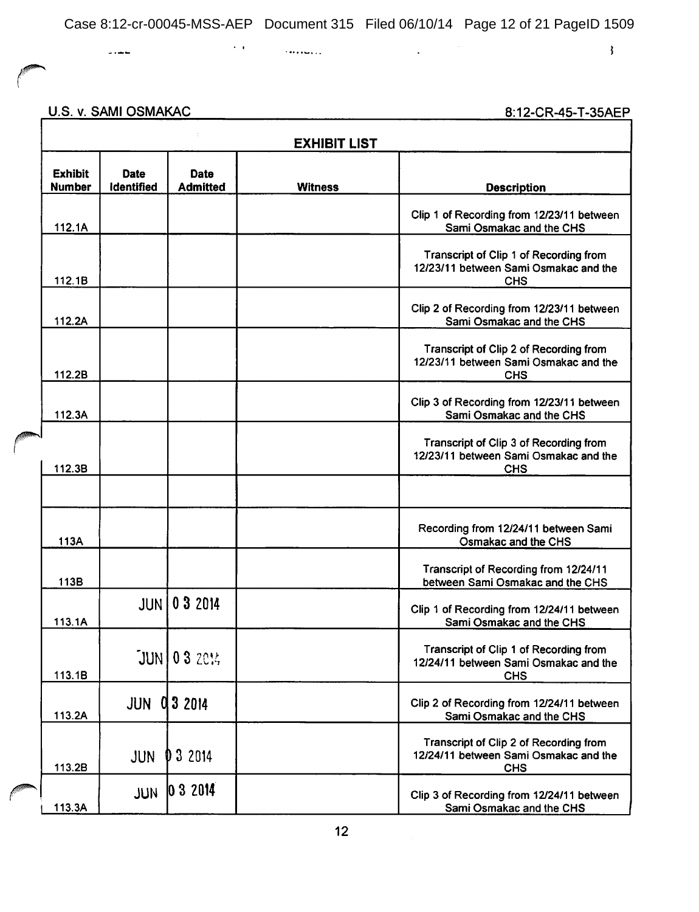U.S. v. SAMI OSMAKAC                                                                                    8:12-CR-45-T-35AEP

| EXHIBIT LIST | | | | |
|---|---|---|---|---|
| **Exhibit Number** | **Date Identified** | **Date Admitted** | **Witness** | **Description** |
| 112.1A | | | | Clip 1 of Recording from 12/23/11 between Sami Osmakac and the CHS |
| 112.1B | | | | Transcript of Clip 1 of Recording from 12/23/11 between Sami Osmakac and the CHS |
| 112.2A | | | | Clip 2 of Recording from 12/23/11 between Sami Osmakac and the CHS |
| 112.2B | | | | Transcript of Clip 2 of Recording from 12/23/11 between Sami Osmakac and the CHS |
| 112.3A | | | | Clip 3 of Recording from 12/23/11 between Sami Osmakac and the CHS |
| 112.3B | | | | Transcript of Clip 3 of Recording from 12/23/11 between Sami Osmakac and the CHS |
| | | | | |
| 113A | | | | Recording from 12/24/11 between Sami Osmakac and the CHS |
| 113B | | | | Transcript of Recording from 12/24/11 between Sami Osmakac and the CHS |
| 113.1A | JUN | 0 3 2014 | | Clip 1 of Recording from 12/24/11 between Sami Osmakac and the CHS |
| 113.1B | JUN | 0 3 2014 | | Transcript of Clip 1 of Recording from 12/24/11 between Sami Osmakac and the CHS |
| 113.2A | JUN | 0 3 2014 | | Clip 2 of Recording from 12/24/11 between Sami Osmakac and the CHS |
| 113.2B | JUN | 0 3 2014 | | Transcript of Clip 2 of Recording from 12/24/11 between Sami Osmakac and the CHS |
| 113.3A | JUN | 0 3 2014 | | Clip 3 of Recording from 12/24/11 between Sami Osmakac and the CHS |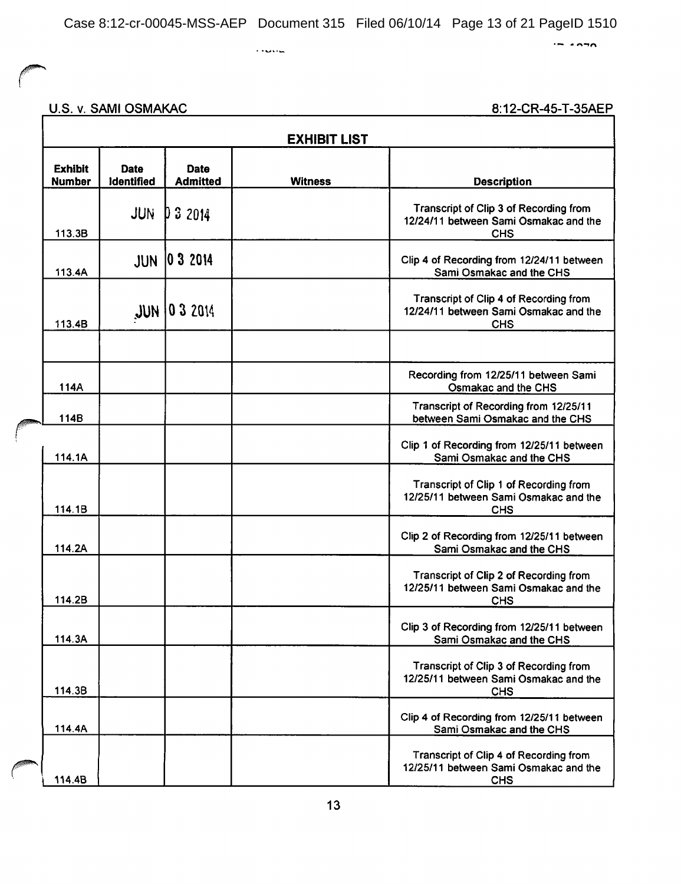U.S. v. SAMI OSMAKAC 8:12-CR-45-T-35AEP

| EXHIBIT LIST | | | | |
|---|---|---|---|---|
| **Exhibit Number** | **Date Identified** | **Date Admitted** | **Witness** | **Description** |
| 113.3B | JUN 03 2014 | | | Transcript of Clip 3 of Recording from 12/24/11 between Sami Osmakac and the CHS |
| 113.4A | JUN 03 2014 | | | Clip 4 of Recording from 12/24/11 between Sami Osmakac and the CHS |
| 113.4B | JUN 03 2014 | | | Transcript of Clip 4 of Recording from 12/24/11 between Sami Osmakac and the CHS |
| | | | | |
| 114A | | | | Recording from 12/25/11 between Sami Osmakac and the CHS |
| 114B | | | | Transcript of Recording from 12/25/11 between Sami Osmakac and the CHS |
| 114.1A | | | | Clip 1 of Recording from 12/25/11 between Sami Osmakac and the CHS |
| 114.1B | | | | Transcript of Clip 1 of Recording from 12/25/11 between Sami Osmakac and the CHS |
| 114.2A | | | | Clip 2 of Recording from 12/25/11 between Sami Osmakac and the CHS |
| 114.2B | | | | Transcript of Clip 2 of Recording from 12/25/11 between Sami Osmakac and the CHS |
| 114.3A | | | | Clip 3 of Recording from 12/25/11 between Sami Osmakac and the CHS |
| 114.3B | | | | Transcript of Clip 3 of Recording from 12/25/11 between Sami Osmakac and the CHS |
| 114.4A | | | | Clip 4 of Recording from 12/25/11 between Sami Osmakac and the CHS |
| 114.4B | | | | Transcript of Clip 4 of Recording from 12/25/11 between Sami Osmakac and the CHS |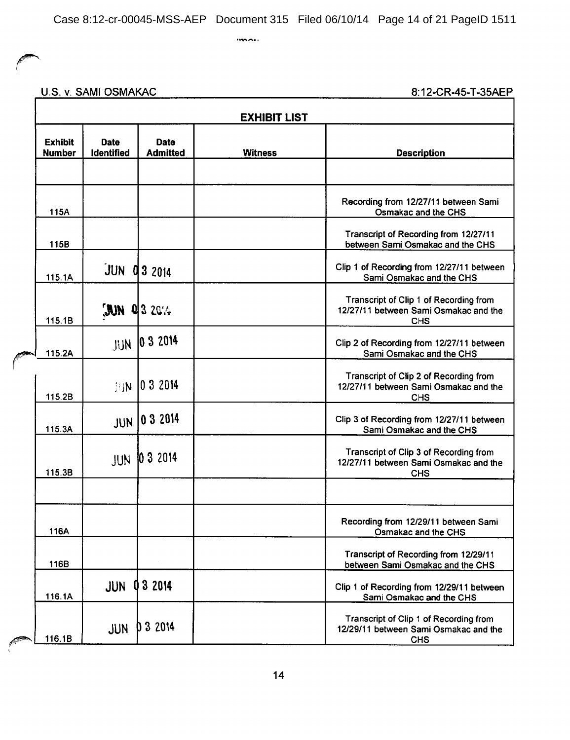U.S. v. SAMI OSMAKAC 8:12-CR-45-T-35AEP

| EXHIBIT LIST | | | | |
|---|---|---|---|---|
| **Exhibit Number** | **Date Identified** | **Date Admitted** | **Witness** | **Description** |
| | | | | |
| 115A | | | | Recording from 12/27/11 between Sami Osmakac and the CHS |
| 115B | | | | Transcript of Recording from 12/27/11 between Sami Osmakac and the CHS |
| 115.1A | JUN 03 2014 | | | Clip 1 of Recording from 12/27/11 between Sami Osmakac and the CHS |
| 115.1B | JUN 03 2014 | | | Transcript of Clip 1 of Recording from 12/27/11 between Sami Osmakac and the CHS |
| 115.2A | JUN 03 2014 | | | Clip 2 of Recording from 12/27/11 between Sami Osmakac and the CHS |
| 115.2B | JUN 03 2014 | | | Transcript of Clip 2 of Recording from 12/27/11 between Sami Osmakac and the CHS |
| 115.3A | JUN 03 2014 | | | Clip 3 of Recording from 12/27/11 between Sami Osmakac and the CHS |
| 115.3B | JUN 03 2014 | | | Transcript of Clip 3 of Recording from 12/27/11 between Sami Osmakac and the CHS |
| | | | | |
| 116A | | | | Recording from 12/29/11 between Sami Osmakac and the CHS |
| 116B | | | | Transcript of Recording from 12/29/11 between Sami Osmakac and the CHS |
| 116.1A | JUN 03 2014 | | | Clip 1 of Recording from 12/29/11 between Sami Osmakac and the CHS |
| 116.1B | JUN 03 2014 | | | Transcript of Clip 1 of Recording from 12/29/11 between Sami Osmakac and the CHS |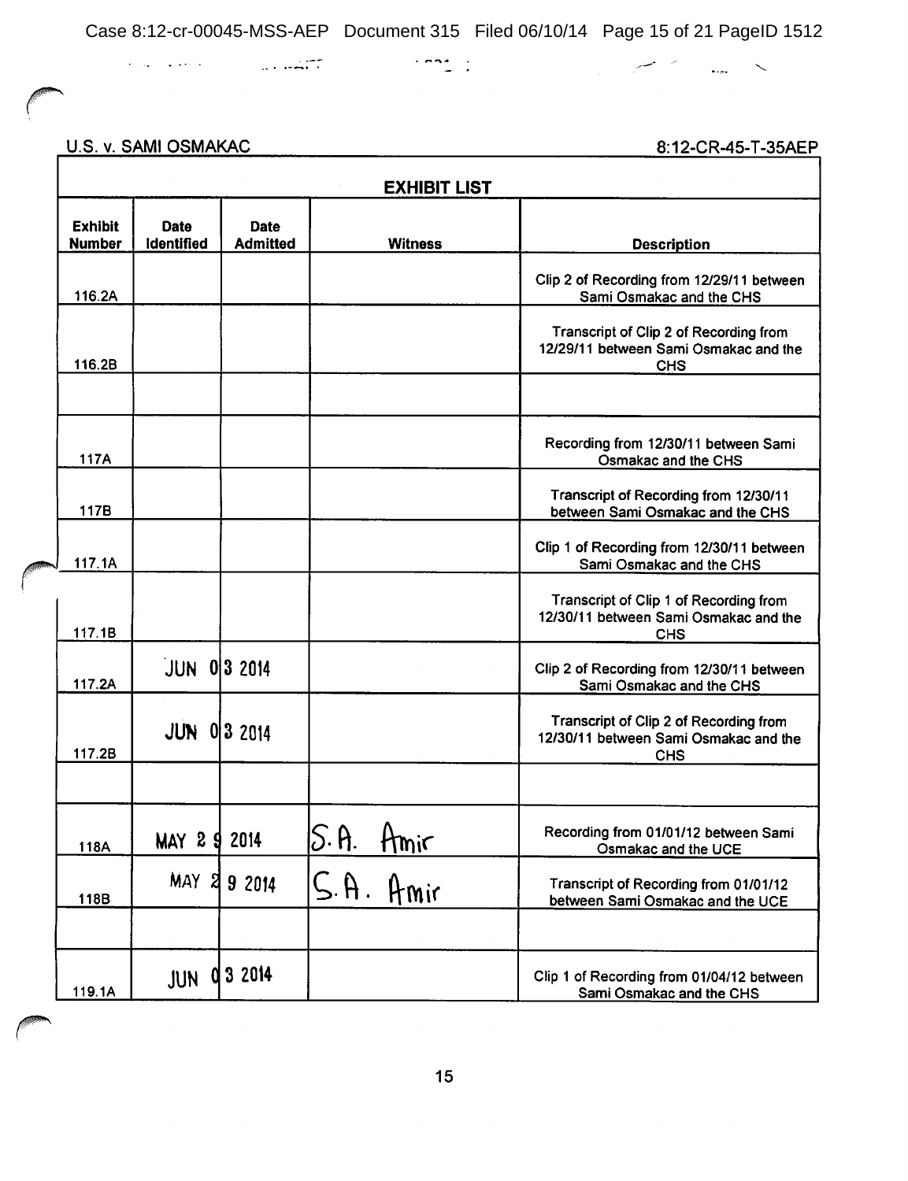U.S. v. SAMI OSMAKAC — 8:12-CR-45-T-35AEP

**EXHIBIT LIST**

| Exhibit Number | Date Identified | Date Admitted | Witness | Description |
|---|---|---|---|---|
| 116.2A | | | | Clip 2 of Recording from 12/29/11 between Sami Osmakac and the CHS |
| 116.2B | | | | Transcript of Clip 2 of Recording from 12/29/11 between Sami Osmakac and the CHS |
| | | | | |
| 117A | | | | Recording from 12/30/11 between Sami Osmakac and the CHS |
| 117B | | | | Transcript of Recording from 12/30/11 between Sami Osmakac and the CHS |
| 117.1A | | | | Clip 1 of Recording from 12/30/11 between Sami Osmakac and the CHS |
| 117.1B | | | | Transcript of Clip 1 of Recording from 12/30/11 between Sami Osmakac and the CHS |
| 117.2A | JUN 03 2014 | | | Clip 2 of Recording from 12/30/11 between Sami Osmakac and the CHS |
| 117.2B | JUN 03 2014 | | | Transcript of Clip 2 of Recording from 12/30/11 between Sami Osmakac and the CHS |
| | | | | |
| 118A | MAY 29 2014 | | S.A. Amir | Recording from 01/01/12 between Sami Osmakac and the UCE |
| 118B | MAY 29 2014 | | S.A. Amir | Transcript of Recording from 01/01/12 between Sami Osmakac and the UCE |
| | | | | |
| 119.1A | JUN 03 2014 | | | Clip 1 of Recording from 01/04/12 between Sami Osmakac and the CHS |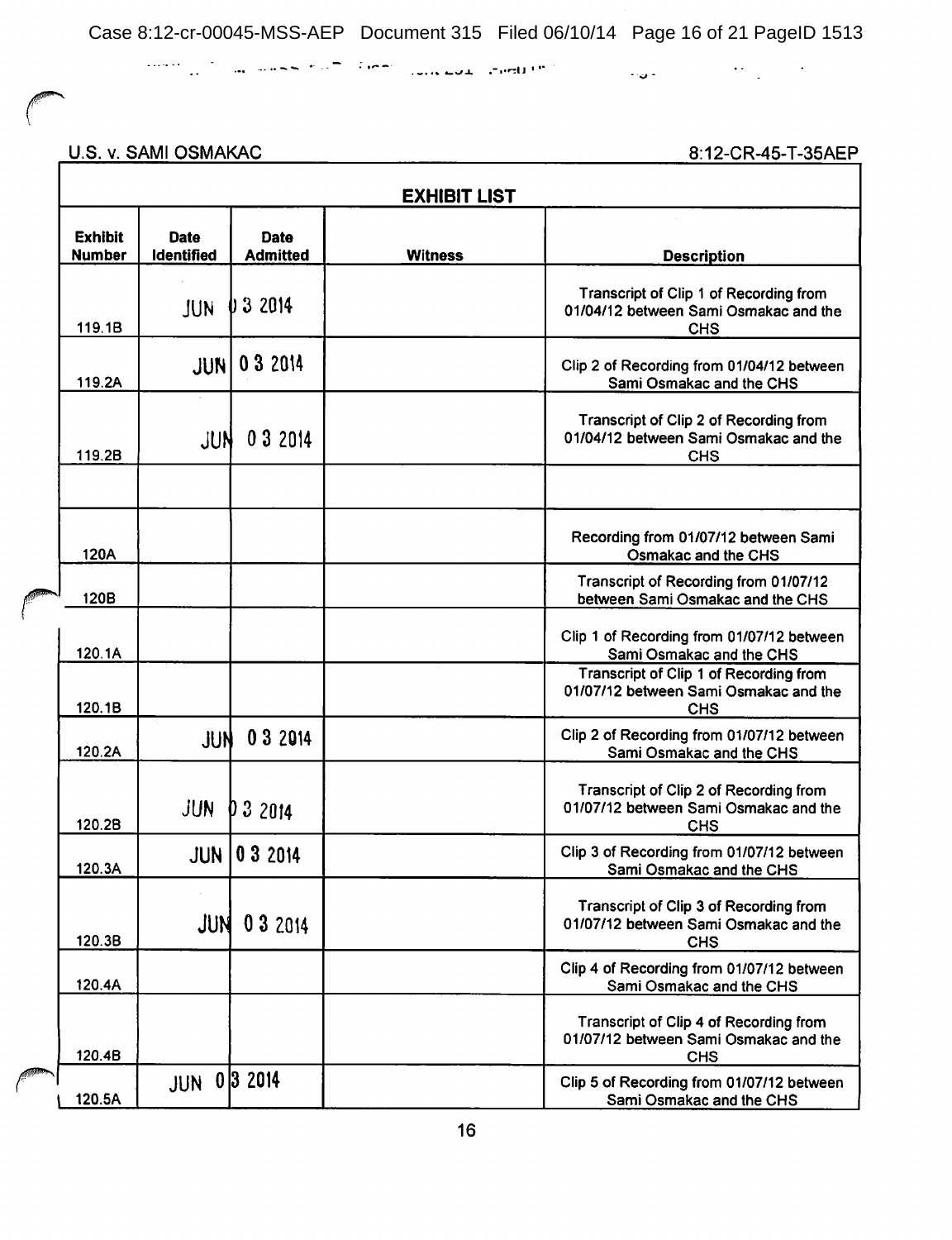U.S. v. SAMI OSMAKAC 8:12-CR-45-T-35AEP

**EXHIBIT LIST**

| Exhibit Number | Date Identified | Date Admitted | Witness | Description |
|---|---|---|---|---|
| 119.1B | JUN | 03 2014 | | Transcript of Clip 1 of Recording from 01/04/12 between Sami Osmakac and the CHS |
| 119.2A | JUN | 03 2014 | | Clip 2 of Recording from 01/04/12 between Sami Osmakac and the CHS |
| 119.2B | JUN | 03 2014 | | Transcript of Clip 2 of Recording from 01/04/12 between Sami Osmakac and the CHS |
| | | | | |
| 120A | | | | Recording from 01/07/12 between Sami Osmakac and the CHS |
| 120B | | | | Transcript of Recording from 01/07/12 between Sami Osmakac and the CHS |
| 120.1A | | | | Clip 1 of Recording from 01/07/12 between Sami Osmakac and the CHS |
| 120.1B | | | | Transcript of Clip 1 of Recording from 01/07/12 between Sami Osmakac and the CHS |
| 120.2A | JUN | 03 2014 | | Clip 2 of Recording from 01/07/12 between Sami Osmakac and the CHS |
| 120.2B | JUN | 03 2014 | | Transcript of Clip 2 of Recording from 01/07/12 between Sami Osmakac and the CHS |
| 120.3A | JUN | 03 2014 | | Clip 3 of Recording from 01/07/12 between Sami Osmakac and the CHS |
| 120.3B | JUN | 03 2014 | | Transcript of Clip 3 of Recording from 01/07/12 between Sami Osmakac and the CHS |
| 120.4A | | | | Clip 4 of Recording from 01/07/12 between Sami Osmakac and the CHS |
| 120.4B | | | | Transcript of Clip 4 of Recording from 01/07/12 between Sami Osmakac and the CHS |
| 120.5A | JUN 0 | 3 2014 | | Clip 5 of Recording from 01/07/12 between Sami Osmakac and the CHS |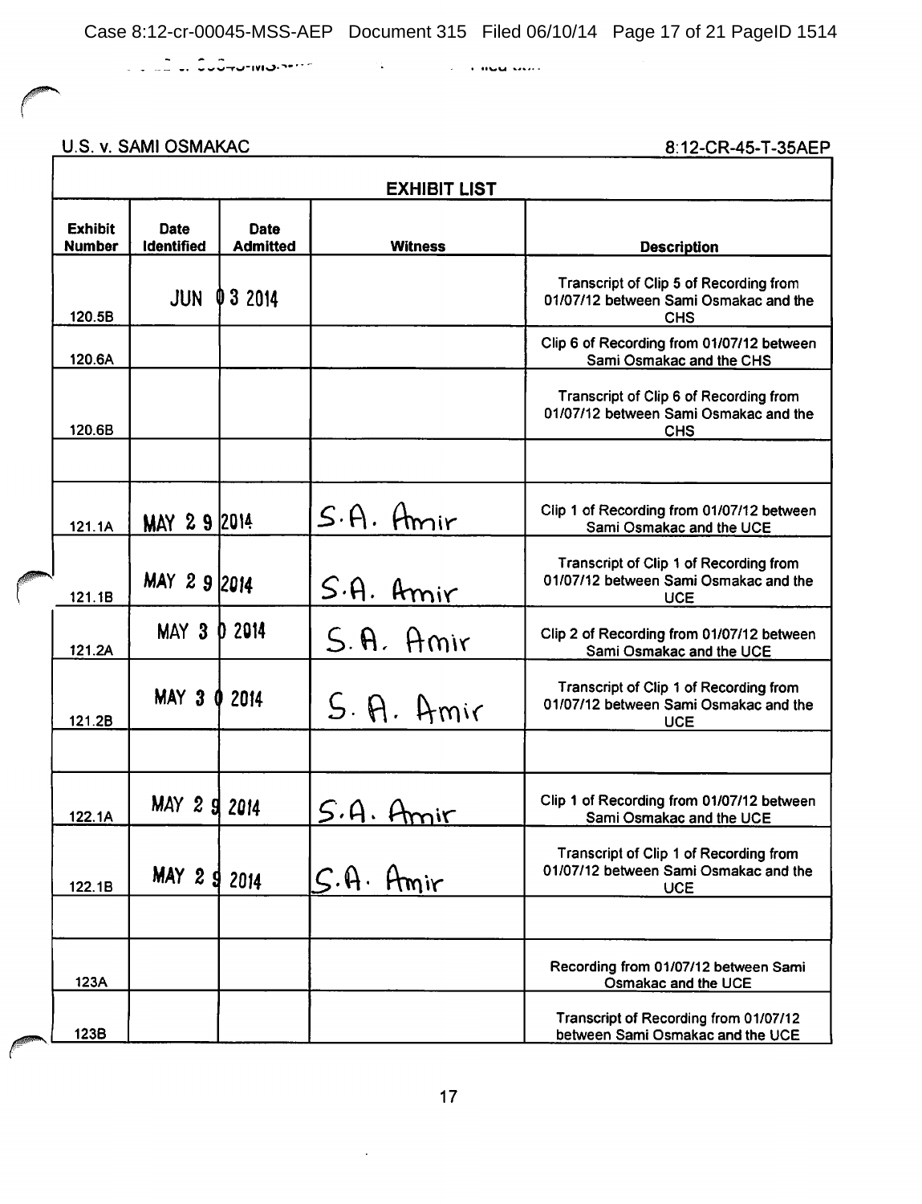U.S. v. SAMI OSMAKAC — 8:12-CR-45-T-35AEP

| EXHIBIT LIST | | | | |
|---|---|---|---|---|
| Exhibit Number | Date Identified | Date Admitted | Witness | Description |
| 120.5B | JUN 03 2014 | | | Transcript of Clip 5 of Recording from 01/07/12 between Sami Osmakac and the CHS |
| 120.6A | | | | Clip 6 of Recording from 01/07/12 between Sami Osmakac and the CHS |
| 120.6B | | | | Transcript of Clip 6 of Recording from 01/07/12 between Sami Osmakac and the CHS |
| | | | | |
| 121.1A | MAY 29 2014 | | S.A. Amir | Clip 1 of Recording from 01/07/12 between Sami Osmakac and the UCE |
| 121.1B | MAY 29 2014 | | S.A. Amir | Transcript of Clip 1 of Recording from 01/07/12 between Sami Osmakac and the UCE |
| 121.2A | MAY 30 2014 | | S.A. Amir | Clip 2 of Recording from 01/07/12 between Sami Osmakac and the UCE |
| 121.2B | MAY 30 2014 | | S.A. Amir | Transcript of Clip 1 of Recording from 01/07/12 between Sami Osmakac and the UCE |
| | | | | |
| 122.1A | MAY 29 2014 | | S.A. Amir | Clip 1 of Recording from 01/07/12 between Sami Osmakac and the UCE |
| 122.1B | MAY 29 2014 | | S.A. Amir | Transcript of Clip 1 of Recording from 01/07/12 between Sami Osmakac and the UCE |
| | | | | |
| 123A | | | | Recording from 01/07/12 between Sami Osmakac and the UCE |
| 123B | | | | Transcript of Recording from 01/07/12 between Sami Osmakac and the UCE |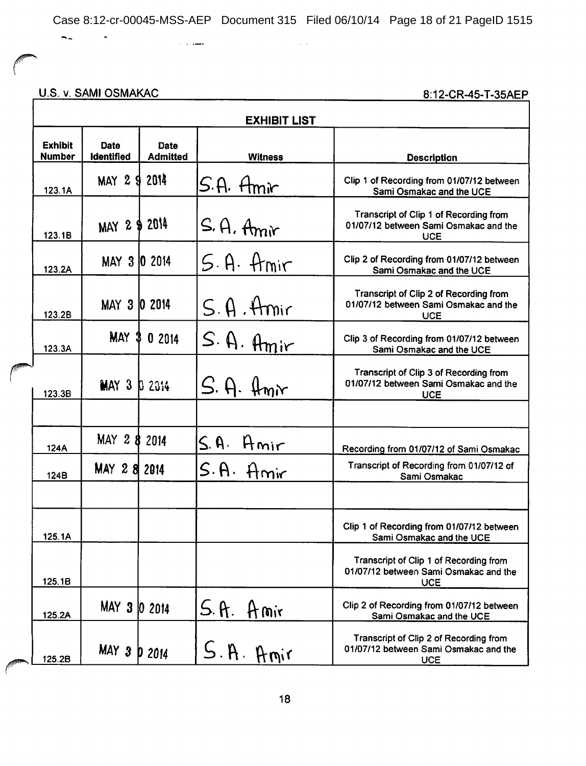U.S. v. SAMI OSMAKAC 8:12-CR-45-T-35AEP

| EXHIBIT LIST | | | | |
|---|---|---|---|---|
| **Exhibit Number** | **Date Identified** | **Date Admitted** | **Witness** | **Description** |
| 123.1A | MAY 29 2014 | | S.A. Amir | Clip 1 of Recording from 01/07/12 between Sami Osmakac and the UCE |
| 123.1B | MAY 29 2014 | | S.A. Amir | Transcript of Clip 1 of Recording from 01/07/12 between Sami Osmakac and the UCE |
| 123.2A | MAY 30 2014 | | S.A. Amir | Clip 2 of Recording from 01/07/12 between Sami Osmakac and the UCE |
| 123.2B | MAY 30 2014 | | S.A. Amir | Transcript of Clip 2 of Recording from 01/07/12 between Sami Osmakac and the UCE |
| 123.3A | MAY 30 2014 | | S.A. Amir | Clip 3 of Recording from 01/07/12 between Sami Osmakac and the UCE |
| 123.3B | MAY 30 2014 | | S.A. Amir | Transcript of Clip 3 of Recording from 01/07/12 between Sami Osmakac and the UCE |
| | | | | |
| 124A | MAY 28 2014 | | S.A. Amir | Recording from 01/07/12 of Sami Osmakac |
| 124B | MAY 28 2014 | | S.A. Amir | Transcript of Recording from 01/07/12 of Sami Osmakac |
| | | | | |
| 125.1A | | | | Clip 1 of Recording from 01/07/12 between Sami Osmakac and the UCE |
| 125.1B | | | | Transcript of Clip 1 of Recording from 01/07/12 between Sami Osmakac and the UCE |
| 125.2A | MAY 30 2014 | | S.A. Amir | Clip 2 of Recording from 01/07/12 between Sami Osmakac and the UCE |
| 125.2B | MAY 30 2014 | | S.A. Amir | Transcript of Clip 2 of Recording from 01/07/12 between Sami Osmakac and the UCE |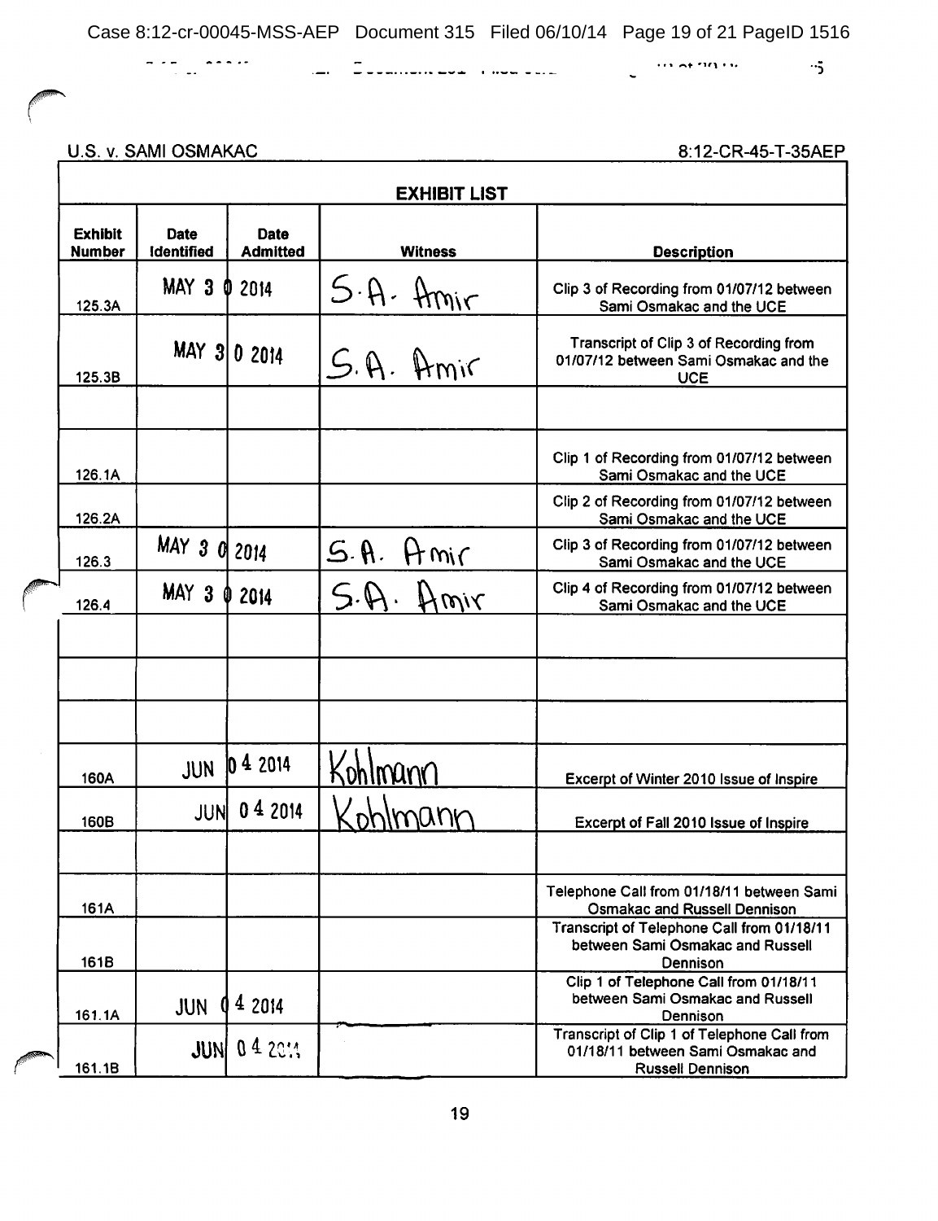U.S. v. SAMI OSMAKAC — 8:12-CR-45-T-35AEP

## EXHIBIT LIST

| Exhibit Number | Date Identified | Date Admitted | Witness | Description |
|---|---|---|---|---|
| 125.3A | MAY 3 0 2014 | | S.A. Amir | Clip 3 of Recording from 01/07/12 between Sami Osmakac and the UCE |
| 125.3B | MAY 3 0 2014 | | S.A. Amir | Transcript of Clip 3 of Recording from 01/07/12 between Sami Osmakac and the UCE |
| | | | | |
| 126.1A | | | | Clip 1 of Recording from 01/07/12 between Sami Osmakac and the UCE |
| 126.2A | | | | Clip 2 of Recording from 01/07/12 between Sami Osmakac and the UCE |
| 126.3 | MAY 3 0 2014 | | S.A. Amir | Clip 3 of Recording from 01/07/12 between Sami Osmakac and the UCE |
| 126.4 | MAY 3 0 2014 | | S.A. Amir | Clip 4 of Recording from 01/07/12 between Sami Osmakac and the UCE |
| | | | | |
| | | | | |
| | | | | |
| 160A | JUN 0 4 2014 | | Kohlmann | Excerpt of Winter 2010 Issue of Inspire |
| 160B | JUN 0 4 2014 | | Kohlmann | Excerpt of Fall 2010 Issue of Inspire |
| | | | | |
| 161A | | | | Telephone Call from 01/18/11 between Sami Osmakac and Russell Dennison |
| 161B | | | | Transcript of Telephone Call from 01/18/11 between Sami Osmakac and Russell Dennison |
| 161.1A | JUN 0 4 2014 | | | Clip 1 of Telephone Call from 01/18/11 between Sami Osmakac and Russell Dennison |
| 161.1B | JUN 0 4 2014 | | | Transcript of Clip 1 of Telephone Call from 01/18/11 between Sami Osmakac and Russell Dennison |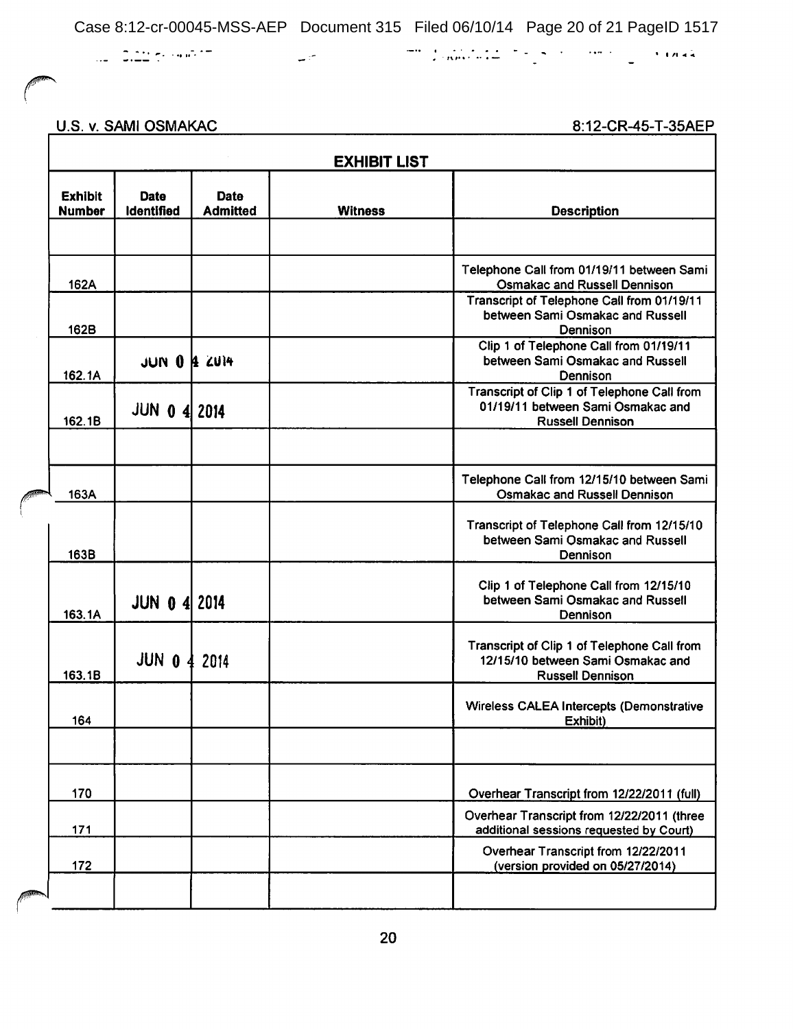U.S. v. SAMI OSMAKAC — 8:12-CR-45-T-35AEP

| EXHIBIT LIST | | | | |
|---|---|---|---|---|
| **Exhibit Number** | **Date Identified** | **Date Admitted** | **Witness** | **Description** |
| | | | | |
| 162A | | | | Telephone Call from 01/19/11 between Sami Osmakac and Russell Dennison |
| 162B | | | | Transcript of Telephone Call from 01/19/11 between Sami Osmakac and Russell Dennison |
| 162.1A | JUN 04 2014 | | | Clip 1 of Telephone Call from 01/19/11 between Sami Osmakac and Russell Dennison |
| 162.1B | JUN 04 2014 | | | Transcript of Clip 1 of Telephone Call from 01/19/11 between Sami Osmakac and Russell Dennison |
| | | | | |
| 163A | | | | Telephone Call from 12/15/10 between Sami Osmakac and Russell Dennison |
| 163B | | | | Transcript of Telephone Call from 12/15/10 between Sami Osmakac and Russell Dennison |
| 163.1A | JUN 04 2014 | | | Clip 1 of Telephone Call from 12/15/10 between Sami Osmakac and Russell Dennison |
| 163.1B | JUN 04 2014 | | | Transcript of Clip 1 of Telephone Call from 12/15/10 between Sami Osmakac and Russell Dennison |
| 164 | | | | Wireless CALEA Intercepts (Demonstrative Exhibit) |
| | | | | |
| 170 | | | | Overhear Transcript from 12/22/2011 (full) |
| 171 | | | | Overhear Transcript from 12/22/2011 (three additional sessions requested by Court) |
| 172 | | | | Overhear Transcript from 12/22/2011 (version provided on 05/27/2014) |
| | | | | |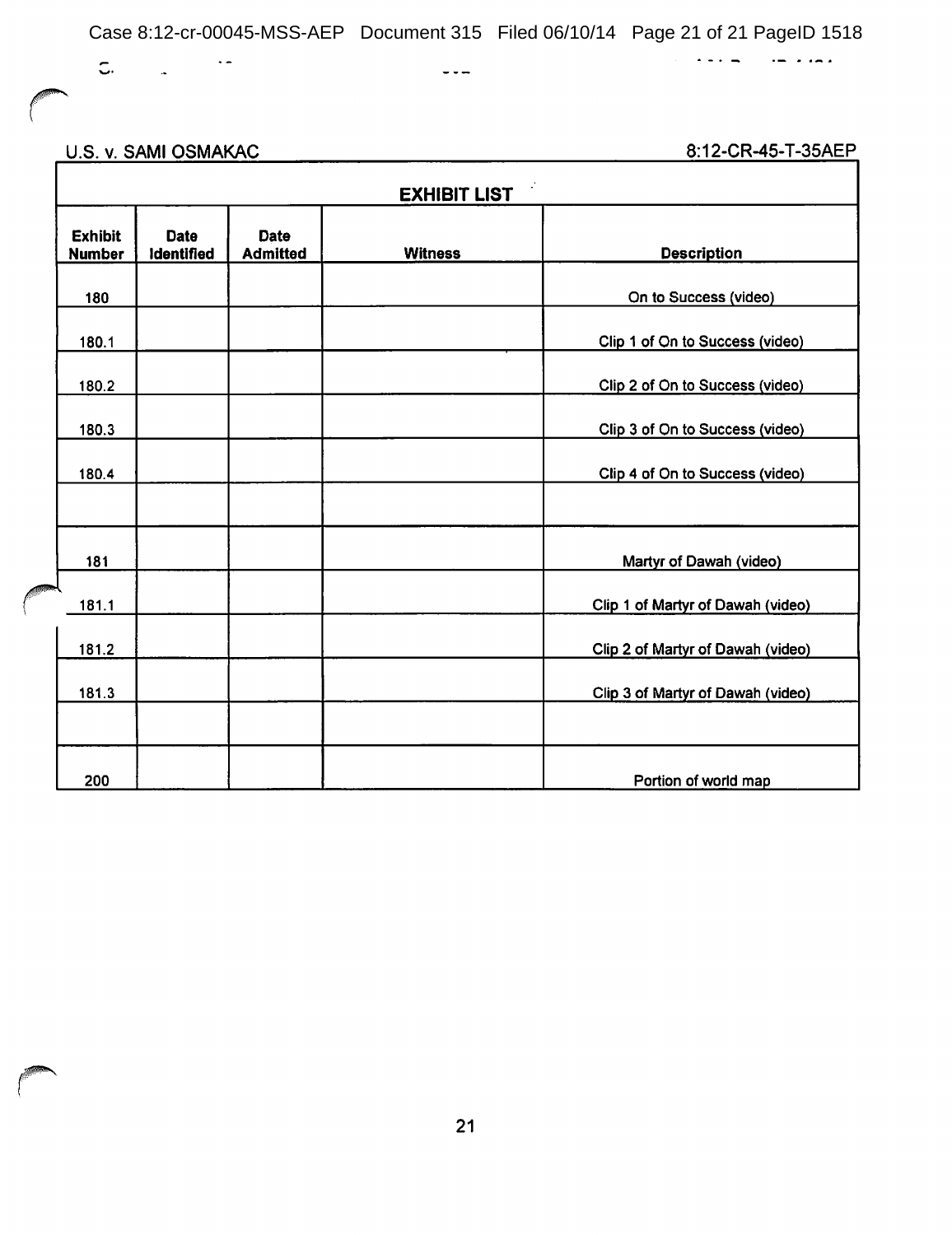U.S. v. SAMI OSMAKAC    8:12-CR-45-T-35AEP

**EXHIBIT LIST**

| Exhibit Number | Date Identified | Date Admitted | Witness | Description |
|---|---|---|---|---|
| 180 | | | | On to Success (video) |
| 180.1 | | | | Clip 1 of On to Success (video) |
| 180.2 | | | | Clip 2 of On to Success (video) |
| 180.3 | | | | Clip 3 of On to Success (video) |
| 180.4 | | | | Clip 4 of On to Success (video) |
| | | | | |
| 181 | | | | Martyr of Dawah (video) |
| 181.1 | | | | Clip 1 of Martyr of Dawah (video) |
| 181.2 | | | | Clip 2 of Martyr of Dawah (video) |
| 181.3 | | | | Clip 3 of Martyr of Dawah (video) |
| | | | | |
| 200 | | | | Portion of world map |